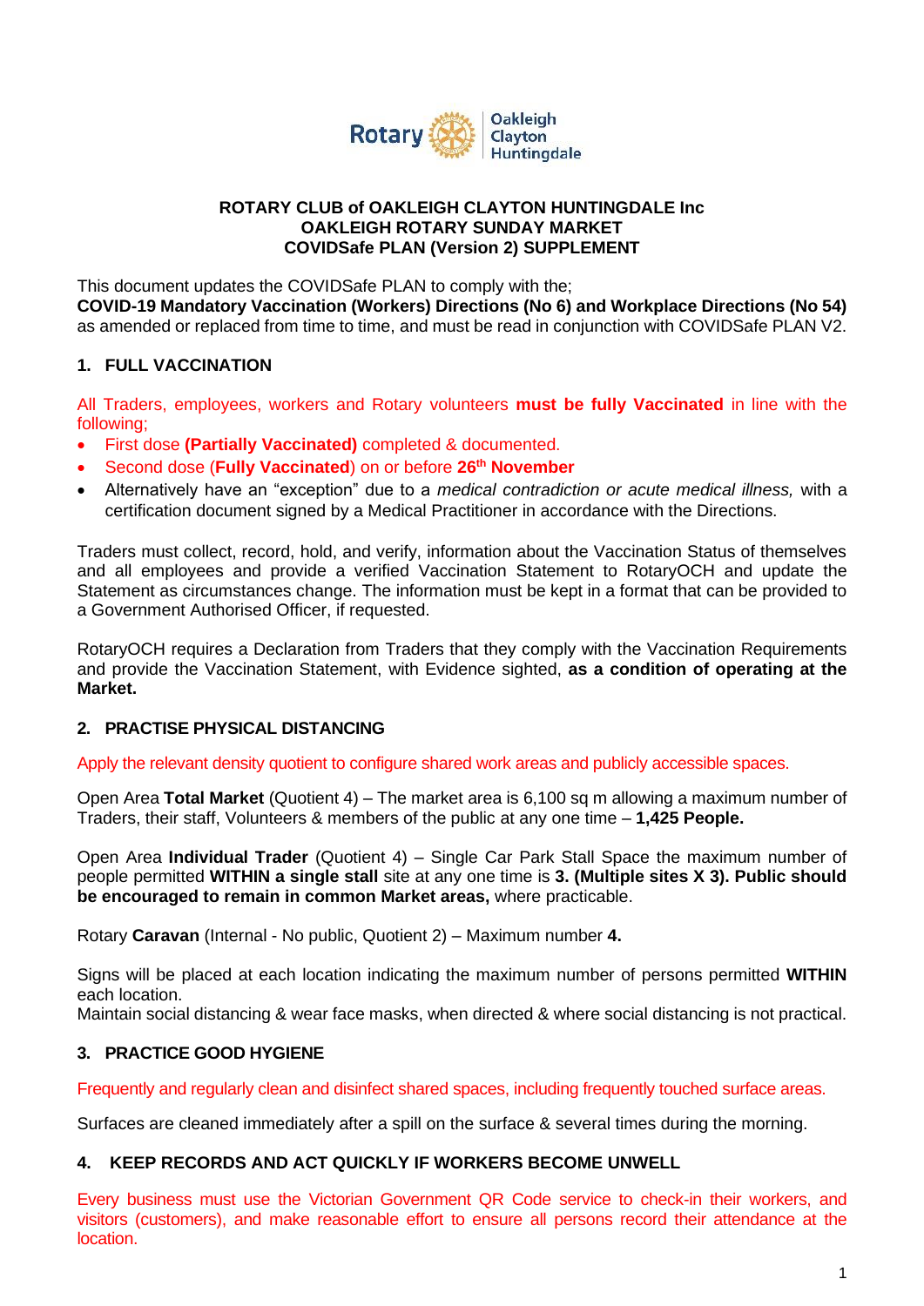**ROTARY CLUB of OAKLEIGH CLAYTON HUNTINGDALE Inc**
**OAKLEIGH ROTARY SUNDAY MARKET**
**COVIDSafe PLAN (Version 2) SUPPLEMENT**

This document updates the COVIDSafe PLAN to comply with the;
**COVID-19 Mandatory Vaccination (Workers) Directions (No 6) and Workplace Directions (No 54)** as amended or replaced from time to time, and must be read in conjunction with COVIDSafe PLAN V2.

## 1. FULL VACCINATION

All Traders, employees, workers and Rotary volunteers **must be fully Vaccinated** in line with the following;

- First dose **(Partially Vaccinated)** completed & documented.
- Second dose (**Fully Vaccinated**) on or before **26th November**
- Alternatively have an "exception" due to a *medical contradiction or acute medical illness,* with a certification document signed by a Medical Practitioner in accordance with the Directions.

Traders must collect, record, hold, and verify, information about the Vaccination Status of themselves and all employees and provide a verified Vaccination Statement to RotaryOCH and update the Statement as circumstances change. The information must be kept in a format that can be provided to a Government Authorised Officer, if requested.

RotaryOCH requires a Declaration from Traders that they comply with the Vaccination Requirements and provide the Vaccination Statement, with Evidence sighted, **as a condition of operating at the Market.**

## 2. PRACTISE PHYSICAL DISTANCING

Apply the relevant density quotient to configure shared work areas and publicly accessible spaces.

Open Area **Total Market** (Quotient 4) – The market area is 6,100 sq m allowing a maximum number of Traders, their staff, Volunteers & members of the public at any one time – **1,425 People.**

Open Area **Individual Trader** (Quotient 4) – Single Car Park Stall Space the maximum number of people permitted **WITHIN a single stall** site at any one time is **3. (Multiple sites X 3). Public should be encouraged to remain in common Market areas,** where practicable.

Rotary **Caravan** (Internal - No public, Quotient 2) – Maximum number **4.**

Signs will be placed at each location indicating the maximum number of persons permitted **WITHIN** each location.
Maintain social distancing & wear face masks, when directed & where social distancing is not practical.

## 3. PRACTICE GOOD HYGIENE

Frequently and regularly clean and disinfect shared spaces, including frequently touched surface areas.

Surfaces are cleaned immediately after a spill on the surface & several times during the morning.

## 4. KEEP RECORDS AND ACT QUICKLY IF WORKERS BECOME UNWELL

Every business must use the Victorian Government QR Code service to check-in their workers, and visitors (customers), and make reasonable effort to ensure all persons record their attendance at the location.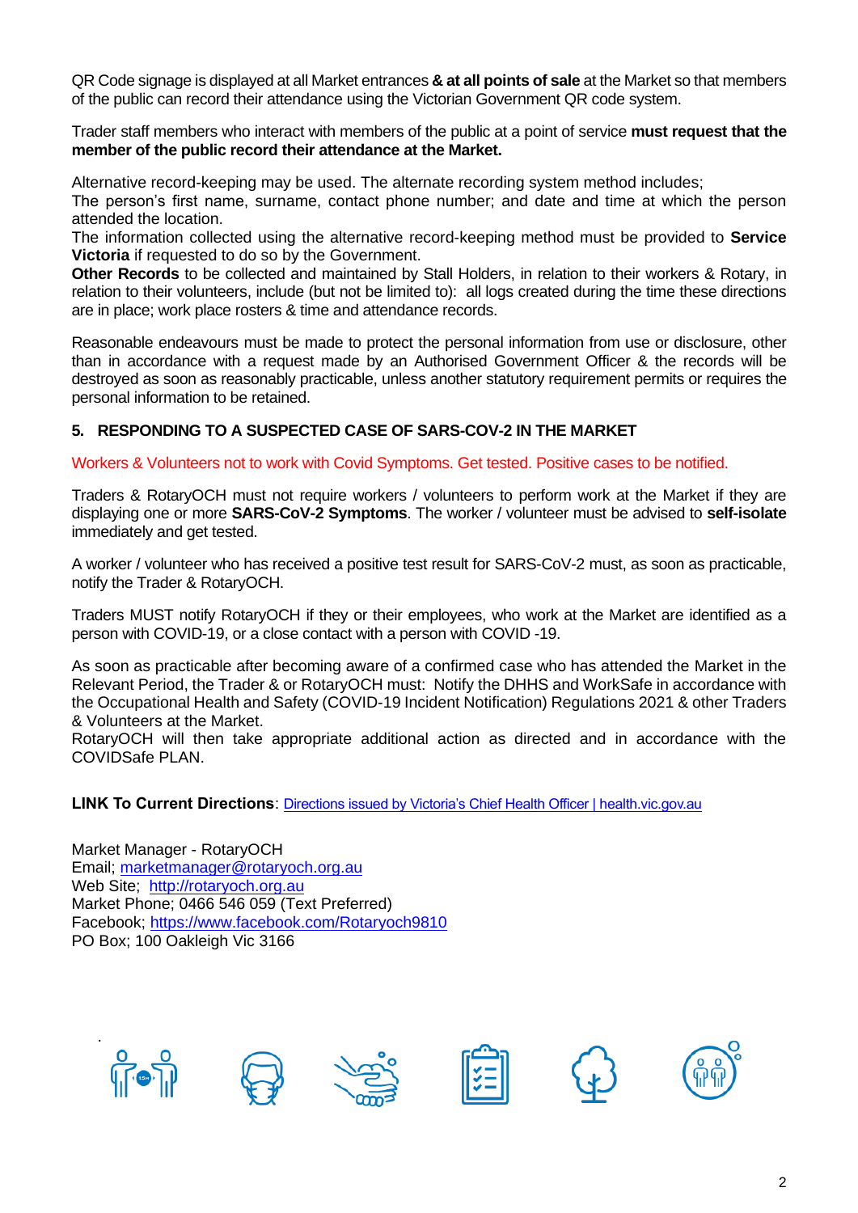QR Code signage is displayed at all Market entrances **& at all points of sale** at the Market so that members of the public can record their attendance using the Victorian Government QR code system.

Trader staff members who interact with members of the public at a point of service **must request that the member of the public record their attendance at the Market.**

Alternative record-keeping may be used. The alternate recording system method includes;
The person's first name, surname, contact phone number; and date and time at which the person attended the location.
The information collected using the alternative record-keeping method must be provided to **Service Victoria** if requested to do so by the Government.
**Other Records** to be collected and maintained by Stall Holders, in relation to their workers & Rotary, in relation to their volunteers, include (but not be limited to): all logs created during the time these directions are in place; work place rosters & time and attendance records.

Reasonable endeavours must be made to protect the personal information from use or disclosure, other than in accordance with a request made by an Authorised Government Officer & the records will be destroyed as soon as reasonably practicable, unless another statutory requirement permits or requires the personal information to be retained.

## 5. RESPONDING TO A SUSPECTED CASE OF SARS-COV-2 IN THE MARKET

Workers & Volunteers not to work with Covid Symptoms. Get tested. Positive cases to be notified.

Traders & RotaryOCH must not require workers / volunteers to perform work at the Market if they are displaying one or more **SARS-CoV-2 Symptoms**. The worker / volunteer must be advised to **self-isolate** immediately and get tested.

A worker / volunteer who has received a positive test result for SARS-CoV-2 must, as soon as practicable, notify the Trader & RotaryOCH.

Traders MUST notify RotaryOCH if they or their employees, who work at the Market are identified as a person with COVID-19, or a close contact with a person with COVID -19.

As soon as practicable after becoming aware of a confirmed case who has attended the Market in the Relevant Period, the Trader & or RotaryOCH must: Notify the DHHS and WorkSafe in accordance with the Occupational Health and Safety (COVID-19 Incident Notification) Regulations 2021 & other Traders & Volunteers at the Market.
RotaryOCH will then take appropriate additional action as directed and in accordance with the COVIDSafe PLAN.

**LINK To Current Directions**: Directions issued by Victoria's Chief Health Officer | health.vic.gov.au

Market Manager - RotaryOCH
Email; marketmanager@rotaryoch.org.au
Web Site; http://rotaryoch.org.au
Market Phone; 0466 546 059 (Text Preferred)
Facebook; https://www.facebook.com/Rotaryoch9810
PO Box; 100 Oakleigh Vic 3166